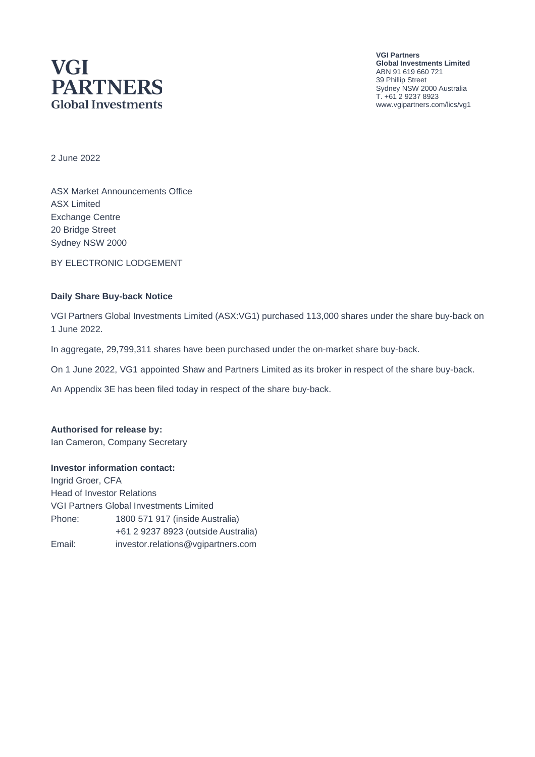# VGI PARTNERS
Global Investments

**VGI Partners**
**Global Investments Limited**
ABN 91 619 660 721
39 Phillip Street
Sydney NSW 2000 Australia
T. +61 2 9237 8923
www.vgipartners.com/lics/vg1

2 June 2022

ASX Market Announcements Office
ASX Limited
Exchange Centre
20 Bridge Street
Sydney NSW 2000

BY ELECTRONIC LODGEMENT

**Daily Share Buy-back Notice**

VGI Partners Global Investments Limited (ASX:VG1) purchased 113,000 shares under the share buy-back on 1 June 2022.

In aggregate, 29,799,311 shares have been purchased under the on-market share buy-back.

On 1 June 2022, VG1 appointed Shaw and Partners Limited as its broker in respect of the share buy-back.

An Appendix 3E has been filed today in respect of the share buy-back.

**Authorised for release by:**
Ian Cameron, Company Secretary

**Investor information contact:**
Ingrid Groer, CFA
Head of Investor Relations
VGI Partners Global Investments Limited

| | |
|---|---|
| Phone: | 1800 571 917 (inside Australia) |
| | +61 2 9237 8923 (outside Australia) |
| Email: | investor.relations@vgipartners.com |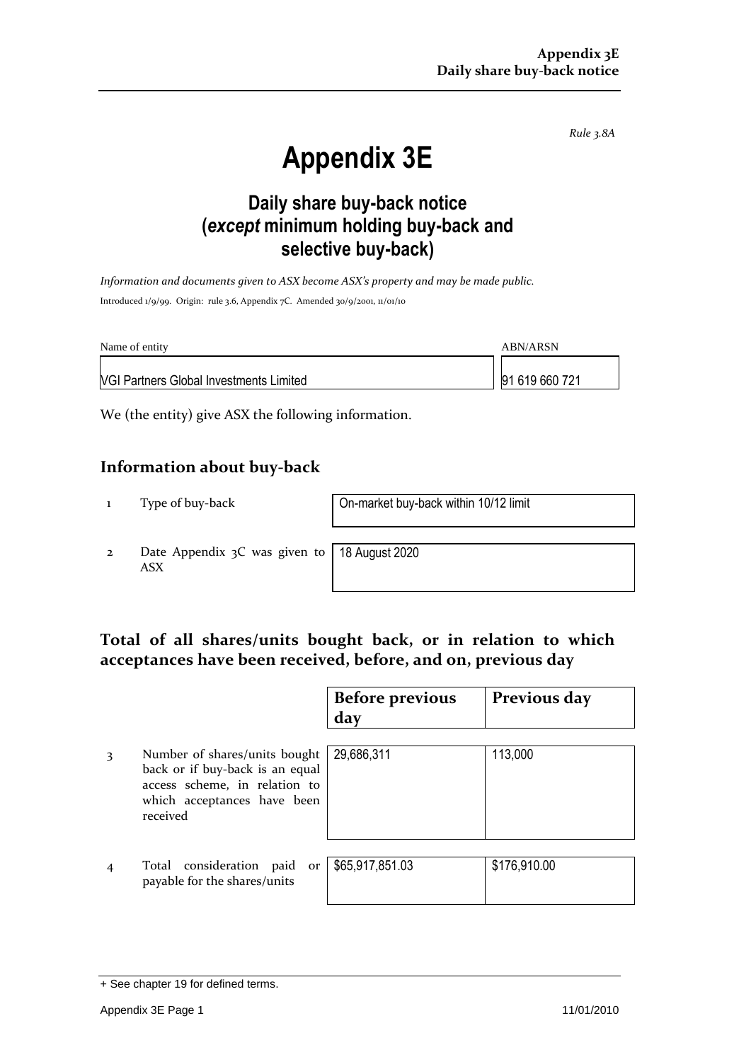*Rule 3.8A*

# Appendix 3E

## Daily share buy-back notice (*except* minimum holding buy-back and selective buy-back)

*Information and documents given to ASX become ASX's property and may be made public.*

Introduced 1/9/99. Origin: rule 3.6, Appendix 7C. Amended 30/9/2001, 11/01/10

| Name of entity | ABN/ARSN |
|---|---|
| VGI Partners Global Investments Limited | 91 619 660 721 |

We (the entity) give ASX the following information.

## Information about buy-back

| | | |
|---|---|---|
| 1 | Type of buy-back | On-market buy-back within 10/12 limit |
| 2 | Date Appendix 3C was given to ASX | 18 August 2020 |

## Total of all shares/units bought back, or in relation to which acceptances have been received, before, and on, previous day

| | | Before previous day | Previous day |
|---|---|---|---|
| 3 | Number of shares/units bought back or if buy-back is an equal access scheme, in relation to which acceptances have been received | 29,686,311 | 113,000 |
| 4 | Total consideration paid or payable for the shares/units | $65,917,851.03 | $176,910.00 |

+ See chapter 19 for defined terms.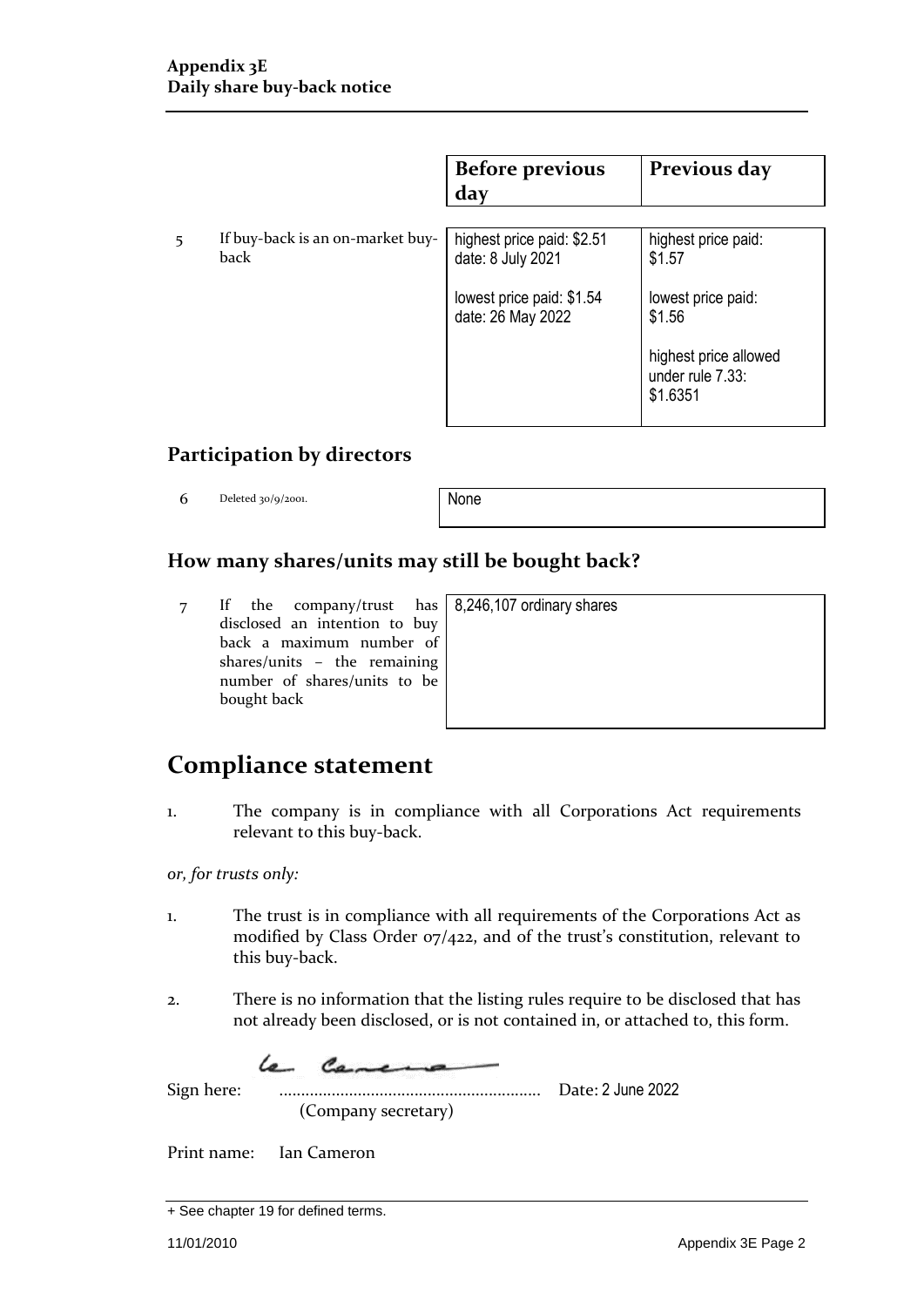| | | Before previous day | Previous day |
|---|---|---|---|
| 5 | If buy-back is an on-market buy-back | highest price paid: $2.51<br>date: 8 July 2021<br><br>lowest price paid: $1.54<br>date: 26 May 2022 | highest price paid: $1.57<br><br>lowest price paid: $1.56<br><br>highest price allowed under rule 7.33: $1.6351 |

## Participation by directors

| | | |
|---|---|---|
| 6 | Deleted 30/9/2001. | None |

## How many shares/units may still be bought back?

| | | |
|---|---|---|
| 7 | If the company/trust has disclosed an intention to buy back a maximum number of shares/units – the remaining number of shares/units to be bought back | 8,246,107 ordinary shares |

# Compliance statement

1. The company is in compliance with all Corporations Act requirements relevant to this buy-back.

*or, for trusts only:*

1. The trust is in compliance with all requirements of the Corporations Act as modified by Class Order 07/422, and of the trust's constitution, relevant to this buy-back.

2. There is no information that the listing rules require to be disclosed that has not already been disclosed, or is not contained in, or attached to, this form.

Sign here: ........................................................ Date: 2 June 2022
(Company secretary)

Print name: Ian Cameron

+ See chapter 19 for defined terms.